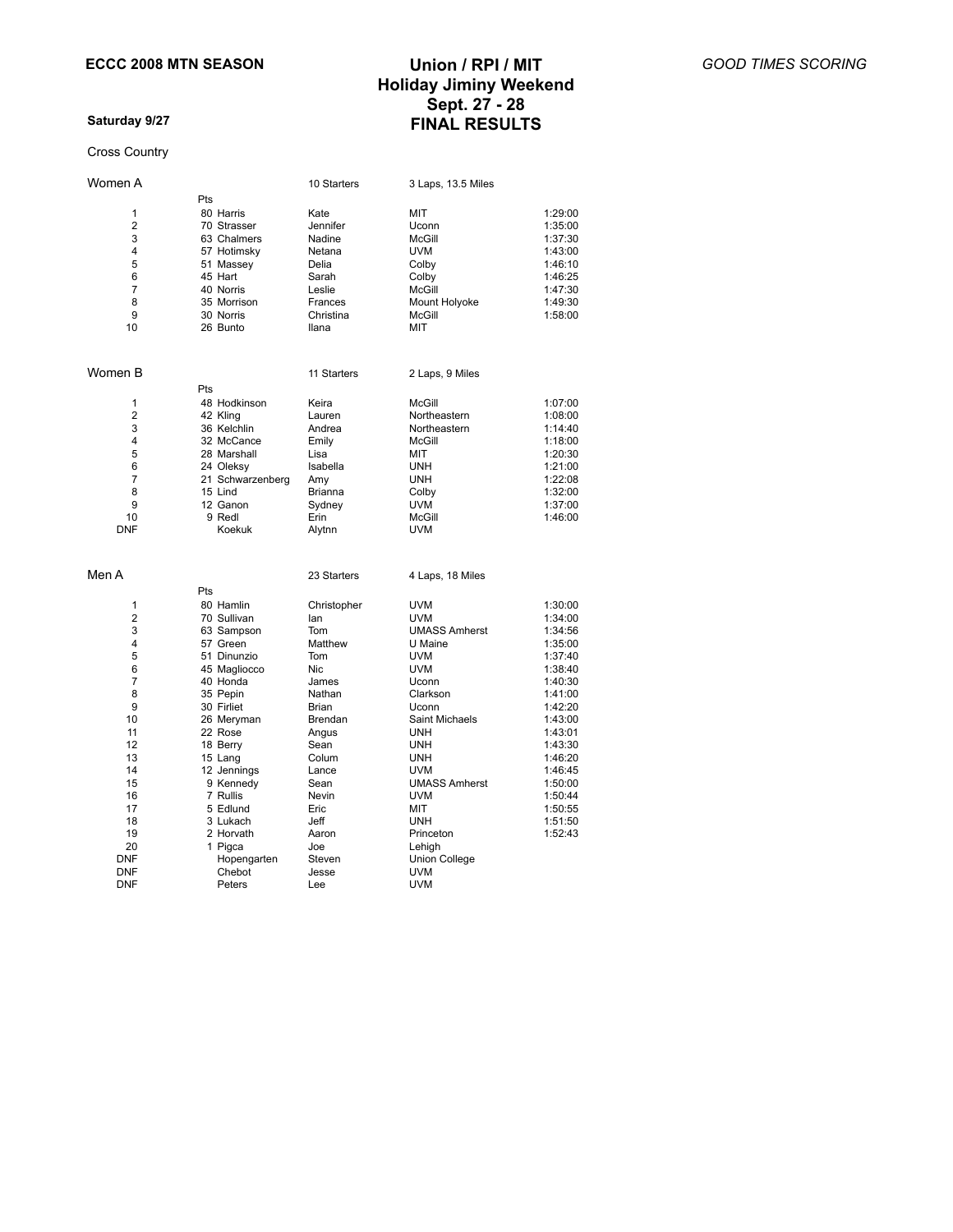**ECCC 2008 MTN SEASON**

# Union / RPI / MIT
# Holiday Jiminy Weekend
# Sept. 27 - 28
# FINAL RESULTS

*GOOD TIMES SCORING*

**Saturday 9/27**

Cross Country

## Women A

10 Starters — 3 Laps, 13.5 Miles

| Place | Pts | Last | First | School | Time |
|---|---|---|---|---|---|
| 1 | 80 | Harris | Kate | MIT | 1:29:00 |
| 2 | 70 | Strasser | Jennifer | Uconn | 1:35:00 |
| 3 | 63 | Chalmers | Nadine | McGill | 1:37:30 |
| 4 | 57 | Hotimsky | Netana | UVM | 1:43:00 |
| 5 | 51 | Massey | Delia | Colby | 1:46:10 |
| 6 | 45 | Hart | Sarah | Colby | 1:46:25 |
| 7 | 40 | Norris | Leslie | McGill | 1:47:30 |
| 8 | 35 | Morrison | Frances | Mount Holyoke | 1:49:30 |
| 9 | 30 | Norris | Christina | McGill | 1:58:00 |
| 10 | 26 | Bunto | Ilana | MIT | |

## Women B

11 Starters — 2 Laps, 9 Miles

| Place | Pts | Last | First | School | Time |
|---|---|---|---|---|---|
| 1 | 48 | Hodkinson | Keira | McGill | 1:07:00 |
| 2 | 42 | Kling | Lauren | Northeastern | 1:08:00 |
| 3 | 36 | Kelchlin | Andrea | Northeastern | 1:14:40 |
| 4 | 32 | McCance | Emily | McGill | 1:18:00 |
| 5 | 28 | Marshall | Lisa | MIT | 1:20:30 |
| 6 | 24 | Oleksy | Isabella | UNH | 1:21:00 |
| 7 | 21 | Schwarzenberg | Amy | UNH | 1:22:08 |
| 8 | 15 | Lind | Brianna | Colby | 1:32:00 |
| 9 | 12 | Ganon | Sydney | UVM | 1:37:00 |
| 10 | 9 | Redl | Erin | McGill | 1:46:00 |
| DNF | | Koekuk | Alytnn | UVM | |

## Men A

23 Starters — 4 Laps, 18 Miles

| Place | Pts | Last | First | School | Time |
|---|---|---|---|---|---|
| 1 | 80 | Hamlin | Christopher | UVM | 1:30:00 |
| 2 | 70 | Sullivan | Ian | UVM | 1:34:00 |
| 3 | 63 | Sampson | Tom | UMASS Amherst | 1:34:56 |
| 4 | 57 | Green | Matthew | U Maine | 1:35:00 |
| 5 | 51 | Dinunzio | Tom | UVM | 1:37:40 |
| 6 | 45 | Magliocco | Nic | UVM | 1:38:40 |
| 7 | 40 | Honda | James | Uconn | 1:40:30 |
| 8 | 35 | Pepin | Nathan | Clarkson | 1:41:00 |
| 9 | 30 | Firliet | Brian | Uconn | 1:42:20 |
| 10 | 26 | Meryman | Brendan | Saint Michaels | 1:43:00 |
| 11 | 22 | Rose | Angus | UNH | 1:43:01 |
| 12 | 18 | Berry | Sean | UNH | 1:43:30 |
| 13 | 15 | Lang | Colum | UNH | 1:46:20 |
| 14 | 12 | Jennings | Lance | UVM | 1:46:45 |
| 15 | 9 | Kennedy | Sean | UMASS Amherst | 1:50:00 |
| 16 | 7 | Rullis | Nevin | UVM | 1:50:44 |
| 17 | 5 | Edlund | Eric | MIT | 1:50:55 |
| 18 | 3 | Lukach | Jeff | UNH | 1:51:50 |
| 19 | 2 | Horvath | Aaron | Princeton | 1:52:43 |
| 20 | 1 | Pigca | Joe | Lehigh | |
| DNF | | Hopengarten | Steven | Union College | |
| DNF | | Chebot | Jesse | UVM | |
| DNF | | Peters | Lee | UVM | |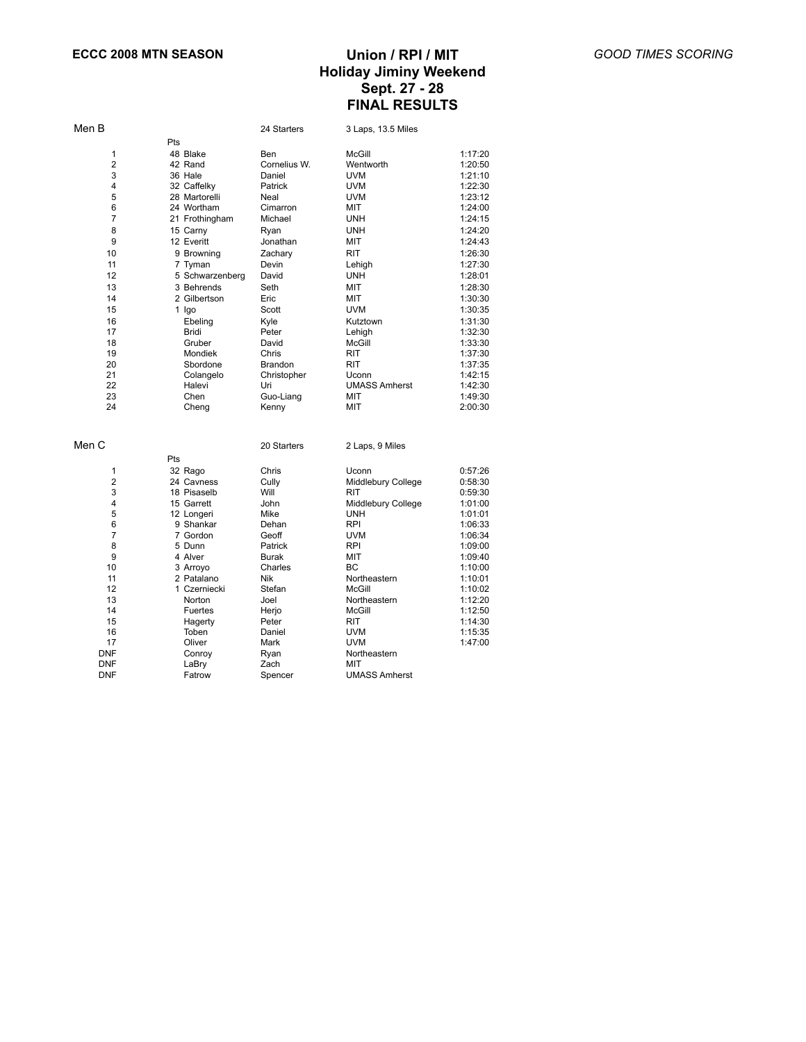**ECCC 2008 MTN SEASON**

# Union / RPI / MIT
## Holiday Jiminy Weekend
## Sept. 27 - 28
## FINAL RESULTS

*GOOD TIMES SCORING*

Men B — 24 Starters — 3 Laps, 13.5 Miles

| | Pts | | | | |
|---|---|---|---|---|---|
| 1 | 48 | Blake | Ben | McGill | 1:17:20 |
| 2 | 42 | Rand | Cornelius W. | Wentworth | 1:20:50 |
| 3 | 36 | Hale | Daniel | UVM | 1:21:10 |
| 4 | 32 | Caffelky | Patrick | UVM | 1:22:30 |
| 5 | 28 | Martorelli | Neal | UVM | 1:23:12 |
| 6 | 24 | Wortham | Cimarron | MIT | 1:24:00 |
| 7 | 21 | Frothingham | Michael | UNH | 1:24:15 |
| 8 | 15 | Carny | Ryan | UNH | 1:24:20 |
| 9 | 12 | Everitt | Jonathan | MIT | 1:24:43 |
| 10 | 9 | Browning | Zachary | RIT | 1:26:30 |
| 11 | 7 | Tyman | Devin | Lehigh | 1:27:30 |
| 12 | 5 | Schwarzenberg | David | UNH | 1:28:01 |
| 13 | 3 | Behrends | Seth | MIT | 1:28:30 |
| 14 | 2 | Gilbertson | Eric | MIT | 1:30:30 |
| 15 | 1 | Igo | Scott | UVM | 1:30:35 |
| 16 | | Ebeling | Kyle | Kutztown | 1:31:30 |
| 17 | | Bridi | Peter | Lehigh | 1:32:30 |
| 18 | | Gruber | David | McGill | 1:33:30 |
| 19 | | Mondiek | Chris | RIT | 1:37:30 |
| 20 | | Sbordone | Brandon | RIT | 1:37:35 |
| 21 | | Colangelo | Christopher | Uconn | 1:42:15 |
| 22 | | Halevi | Uri | UMASS Amherst | 1:42:30 |
| 23 | | Chen | Guo-Liang | MIT | 1:49:30 |
| 24 | | Cheng | Kenny | MIT | 2:00:30 |

Men C — 20 Starters — 2 Laps, 9 Miles

| | Pts | | | | |
|---|---|---|---|---|---|
| 1 | 32 | Rago | Chris | Uconn | 0:57:26 |
| 2 | 24 | Cavness | Cully | Middlebury College | 0:58:30 |
| 3 | 18 | Pisaselb | Will | RIT | 0:59:30 |
| 4 | 15 | Garrett | John | Middlebury College | 1:01:00 |
| 5 | 12 | Longeri | Mike | UNH | 1:01:01 |
| 6 | 9 | Shankar | Dehan | RPI | 1:06:33 |
| 7 | 7 | Gordon | Geoff | UVM | 1:06:34 |
| 8 | 5 | Dunn | Patrick | RPI | 1:09:00 |
| 9 | 4 | Alver | Burak | MIT | 1:09:40 |
| 10 | 3 | Arroyo | Charles | BC | 1:10:00 |
| 11 | 2 | Patalano | Nik | Northeastern | 1:10:01 |
| 12 | 1 | Czerniecki | Stefan | McGill | 1:10:02 |
| 13 | | Norton | Joel | Northeastern | 1:12:20 |
| 14 | | Fuertes | Herjo | McGill | 1:12:50 |
| 15 | | Hagerty | Peter | RIT | 1:14:30 |
| 16 | | Toben | Daniel | UVM | 1:15:35 |
| 17 | | Oliver | Mark | UVM | 1:47:00 |
| DNF | | Conroy | Ryan | Northeastern | |
| DNF | | LaBry | Zach | MIT | |
| DNF | | Fatrow | Spencer | UMASS Amherst | |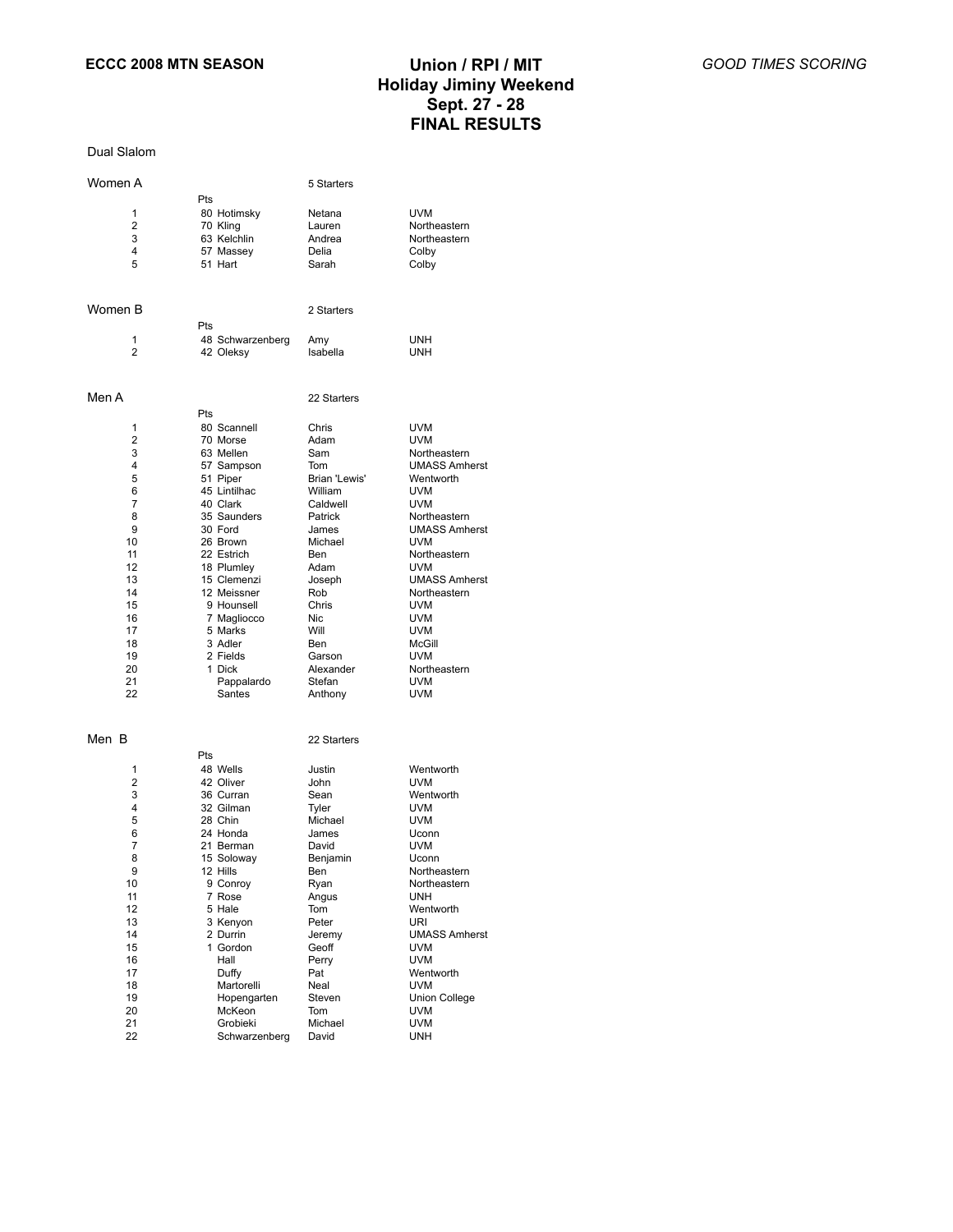**ECCC 2008 MTN SEASON**

# Union / RPI / MIT
# Holiday Jiminy Weekend
# Sept. 27 - 28
# FINAL RESULTS

*GOOD TIMES SCORING*

Dual Slalom

## Women A

5 Starters

| | Pts | | | |
|---|---|---|---|---|
| 1 | 80 | Hotimsky | Netana | UVM |
| 2 | 70 | Kling | Lauren | Northeastern |
| 3 | 63 | Kelchlin | Andrea | Northeastern |
| 4 | 57 | Massey | Delia | Colby |
| 5 | 51 | Hart | Sarah | Colby |

## Women B

2 Starters

| | Pts | | | |
|---|---|---|---|---|
| 1 | 48 | Schwarzenberg | Amy | UNH |
| 2 | 42 | Oleksy | Isabella | UNH |

## Men A

22 Starters

| | Pts | | | |
|---|---|---|---|---|
| 1 | 80 | Scannell | Chris | UVM |
| 2 | 70 | Morse | Adam | UVM |
| 3 | 63 | Mellen | Sam | Northeastern |
| 4 | 57 | Sampson | Tom | UMASS Amherst |
| 5 | 51 | Piper | Brian 'Lewis' | Wentworth |
| 6 | 45 | Lintilhac | William | UVM |
| 7 | 40 | Clark | Caldwell | UVM |
| 8 | 35 | Saunders | Patrick | Northeastern |
| 9 | 30 | Ford | James | UMASS Amherst |
| 10 | 26 | Brown | Michael | UVM |
| 11 | 22 | Estrich | Ben | Northeastern |
| 12 | 18 | Plumley | Adam | UVM |
| 13 | 15 | Clemenzi | Joseph | UMASS Amherst |
| 14 | 12 | Meissner | Rob | Northeastern |
| 15 | 9 | Hounsell | Chris | UVM |
| 16 | 7 | Magliocco | Nic | UVM |
| 17 | 5 | Marks | Will | UVM |
| 18 | 3 | Adler | Ben | McGill |
| 19 | 2 | Fields | Garson | UVM |
| 20 | 1 | Dick | Alexander | Northeastern |
| 21 | | Pappalardo | Stefan | UVM |
| 22 | | Santes | Anthony | UVM |

## Men B

22 Starters

| | Pts | | | |
|---|---|---|---|---|
| 1 | 48 | Wells | Justin | Wentworth |
| 2 | 42 | Oliver | John | UVM |
| 3 | 36 | Curran | Sean | Wentworth |
| 4 | 32 | Gilman | Tyler | UVM |
| 5 | 28 | Chin | Michael | UVM |
| 6 | 24 | Honda | James | Uconn |
| 7 | 21 | Berman | David | UVM |
| 8 | 15 | Soloway | Benjamin | Uconn |
| 9 | 12 | Hills | Ben | Northeastern |
| 10 | 9 | Conroy | Ryan | Northeastern |
| 11 | 7 | Rose | Angus | UNH |
| 12 | 5 | Hale | Tom | Wentworth |
| 13 | 3 | Kenyon | Peter | URI |
| 14 | 2 | Durrin | Jeremy | UMASS Amherst |
| 15 | 1 | Gordon | Geoff | UVM |
| 16 | | Hall | Perry | UVM |
| 17 | | Duffy | Pat | Wentworth |
| 18 | | Martorelli | Neal | UVM |
| 19 | | Hopengarten | Steven | Union College |
| 20 | | McKeon | Tom | UVM |
| 21 | | Grobieki | Michael | UVM |
| 22 | | Schwarzenberg | David | UNH |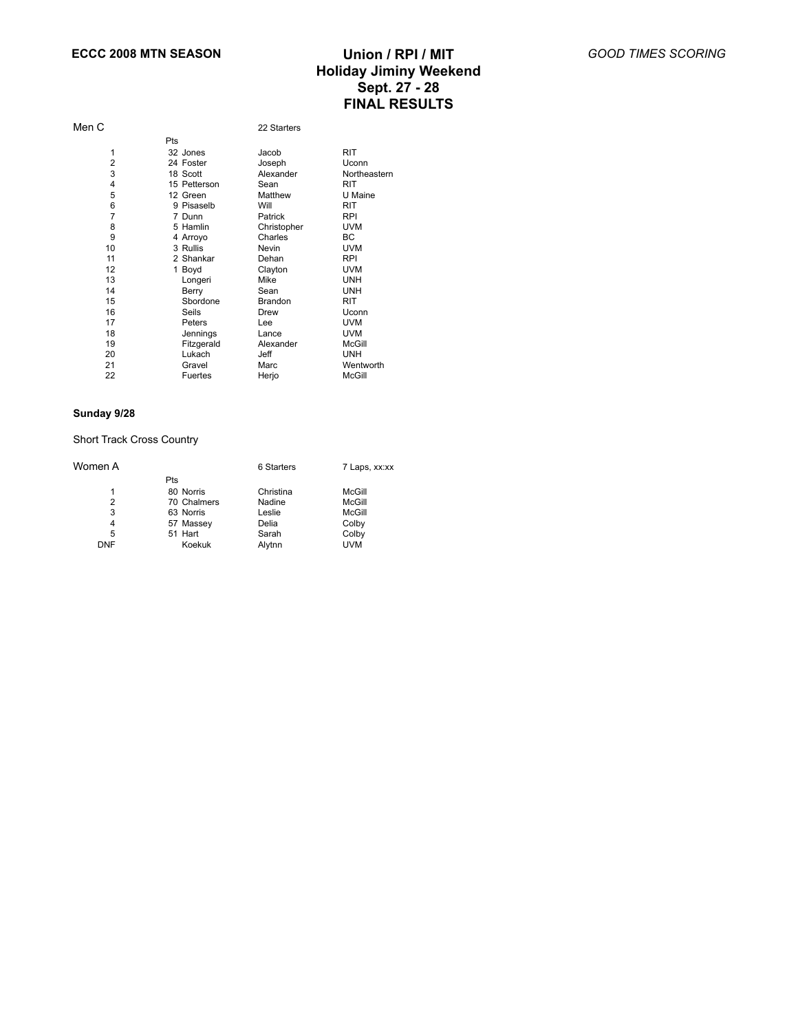**ECCC 2008 MTN SEASON**

# Union / RPI / MIT
## Holiday Jiminy Weekend
## Sept. 27 - 28
## FINAL RESULTS

*GOOD TIMES SCORING*

Men C — 22 Starters

| | Pts | Last | First | School |
|---|---|---|---|---|
| 1 | 32 | Jones | Jacob | RIT |
| 2 | 24 | Foster | Joseph | Uconn |
| 3 | 18 | Scott | Alexander | Northeastern |
| 4 | 15 | Petterson | Sean | RIT |
| 5 | 12 | Green | Matthew | U Maine |
| 6 | 9 | Pisaselb | Will | RIT |
| 7 | 7 | Dunn | Patrick | RPI |
| 8 | 5 | Hamlin | Christopher | UVM |
| 9 | 4 | Arroyo | Charles | BC |
| 10 | 3 | Rullis | Nevin | UVM |
| 11 | 2 | Shankar | Dehan | RPI |
| 12 | 1 | Boyd | Clayton | UVM |
| 13 | | Longeri | Mike | UNH |
| 14 | | Berry | Sean | UNH |
| 15 | | Sbordone | Brandon | RIT |
| 16 | | Seils | Drew | Uconn |
| 17 | | Peters | Lee | UVM |
| 18 | | Jennings | Lance | UVM |
| 19 | | Fitzgerald | Alexander | McGill |
| 20 | | Lukach | Jeff | UNH |
| 21 | | Gravel | Marc | Wentworth |
| 22 | | Fuertes | Herjo | McGill |

**Sunday 9/28**

Short Track Cross Country

Women A — 6 Starters — 7 Laps, xx:xx

| | Pts | Last | First | School |
|---|---|---|---|---|
| 1 | 80 | Norris | Christina | McGill |
| 2 | 70 | Chalmers | Nadine | McGill |
| 3 | 63 | Norris | Leslie | McGill |
| 4 | 57 | Massey | Delia | Colby |
| 5 | 51 | Hart | Sarah | Colby |
| DNF | | Koekuk | Alytnn | UVM |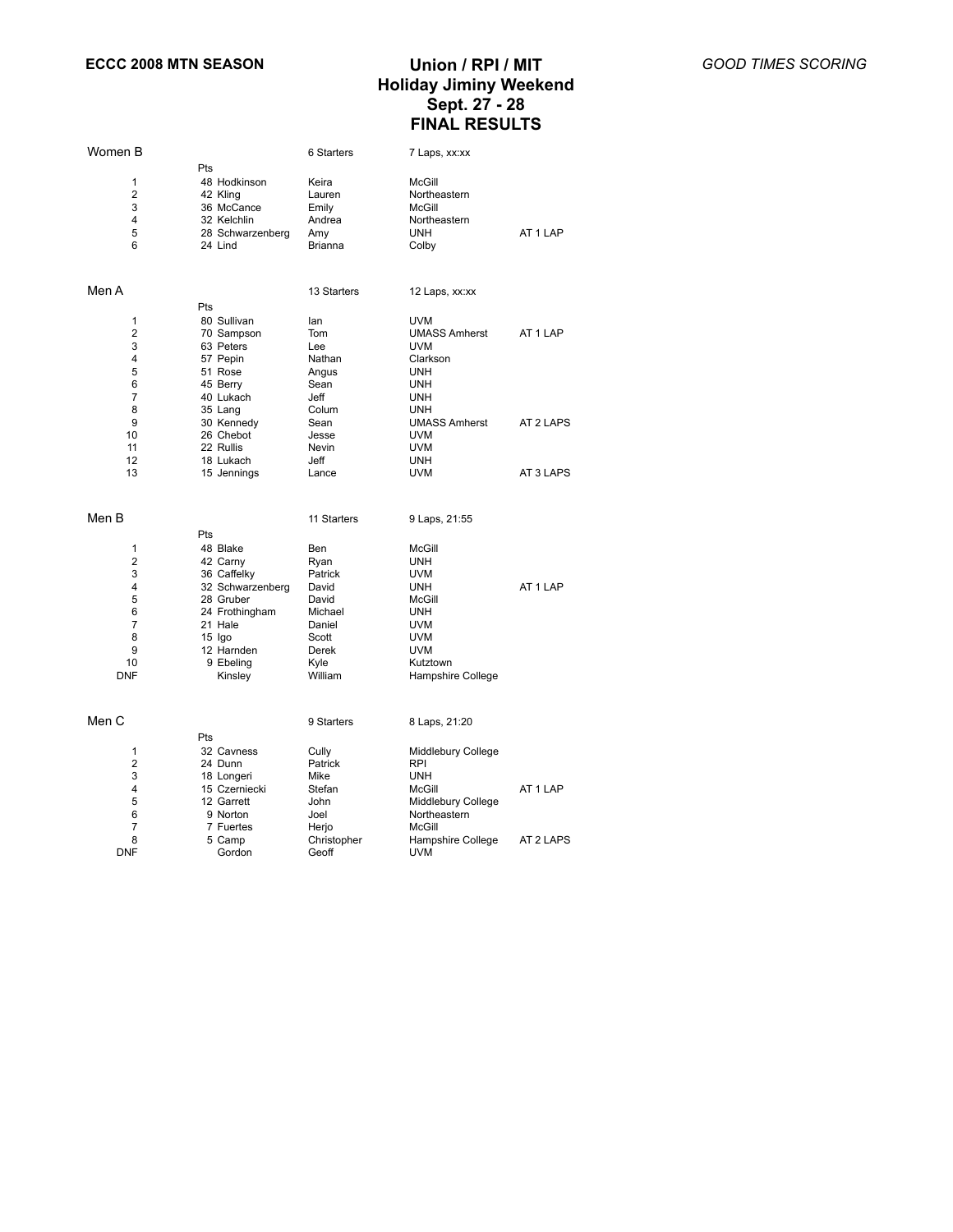**ECCC 2008 MTN SEASON**

# Union / RPI / MIT
## Holiday Jiminy Weekend
## Sept. 27 - 28
## FINAL RESULTS

*GOOD TIMES SCORING*

### Women B

6 Starters — 7 Laps, xx:xx

| Place | Pts | Last Name | First Name | School | |
|---|---|---|---|---|---|
| 1 | 48 | Hodkinson | Keira | McGill | |
| 2 | 42 | Kling | Lauren | Northeastern | |
| 3 | 36 | McCance | Emily | McGill | |
| 4 | 32 | Kelchlin | Andrea | Northeastern | |
| 5 | 28 | Schwarzenberg | Amy | UNH | AT 1 LAP |
| 6 | 24 | Lind | Brianna | Colby | |

### Men A

13 Starters — 12 Laps, xx:xx

| Place | Pts | Last Name | First Name | School | |
|---|---|---|---|---|---|
| 1 | 80 | Sullivan | Ian | UVM | |
| 2 | 70 | Sampson | Tom | UMASS Amherst | AT 1 LAP |
| 3 | 63 | Peters | Lee | UVM | |
| 4 | 57 | Pepin | Nathan | Clarkson | |
| 5 | 51 | Rose | Angus | UNH | |
| 6 | 45 | Berry | Sean | UNH | |
| 7 | 40 | Lukach | Jeff | UNH | |
| 8 | 35 | Lang | Colum | UNH | |
| 9 | 30 | Kennedy | Sean | UMASS Amherst | AT 2 LAPS |
| 10 | 26 | Chebot | Jesse | UVM | |
| 11 | 22 | Rullis | Nevin | UVM | |
| 12 | 18 | Lukach | Jeff | UNH | |
| 13 | 15 | Jennings | Lance | UVM | AT 3 LAPS |

### Men B

11 Starters — 9 Laps, 21:55

| Place | Pts | Last Name | First Name | School | |
|---|---|---|---|---|---|
| 1 | 48 | Blake | Ben | McGill | |
| 2 | 42 | Carny | Ryan | UNH | |
| 3 | 36 | Caffelky | Patrick | UVM | |
| 4 | 32 | Schwarzenberg | David | UNH | AT 1 LAP |
| 5 | 28 | Gruber | David | McGill | |
| 6 | 24 | Frothingham | Michael | UNH | |
| 7 | 21 | Hale | Daniel | UVM | |
| 8 | 15 | Igo | Scott | UVM | |
| 9 | 12 | Harnden | Derek | UVM | |
| 10 | 9 | Ebeling | Kyle | Kutztown | |
| DNF | | Kinsley | William | Hampshire College | |

### Men C

9 Starters — 8 Laps, 21:20

| Place | Pts | Last Name | First Name | School | |
|---|---|---|---|---|---|
| 1 | 32 | Cavness | Cully | Middlebury College | |
| 2 | 24 | Dunn | Patrick | RPI | |
| 3 | 18 | Longeri | Mike | UNH | |
| 4 | 15 | Czerniecki | Stefan | McGill | AT 1 LAP |
| 5 | 12 | Garrett | John | Middlebury College | |
| 6 | 9 | Norton | Joel | Northeastern | |
| 7 | 7 | Fuertes | Herjo | McGill | |
| 8 | 5 | Camp | Christopher | Hampshire College | AT 2 LAPS |
| DNF | | Gordon | Geoff | UVM | |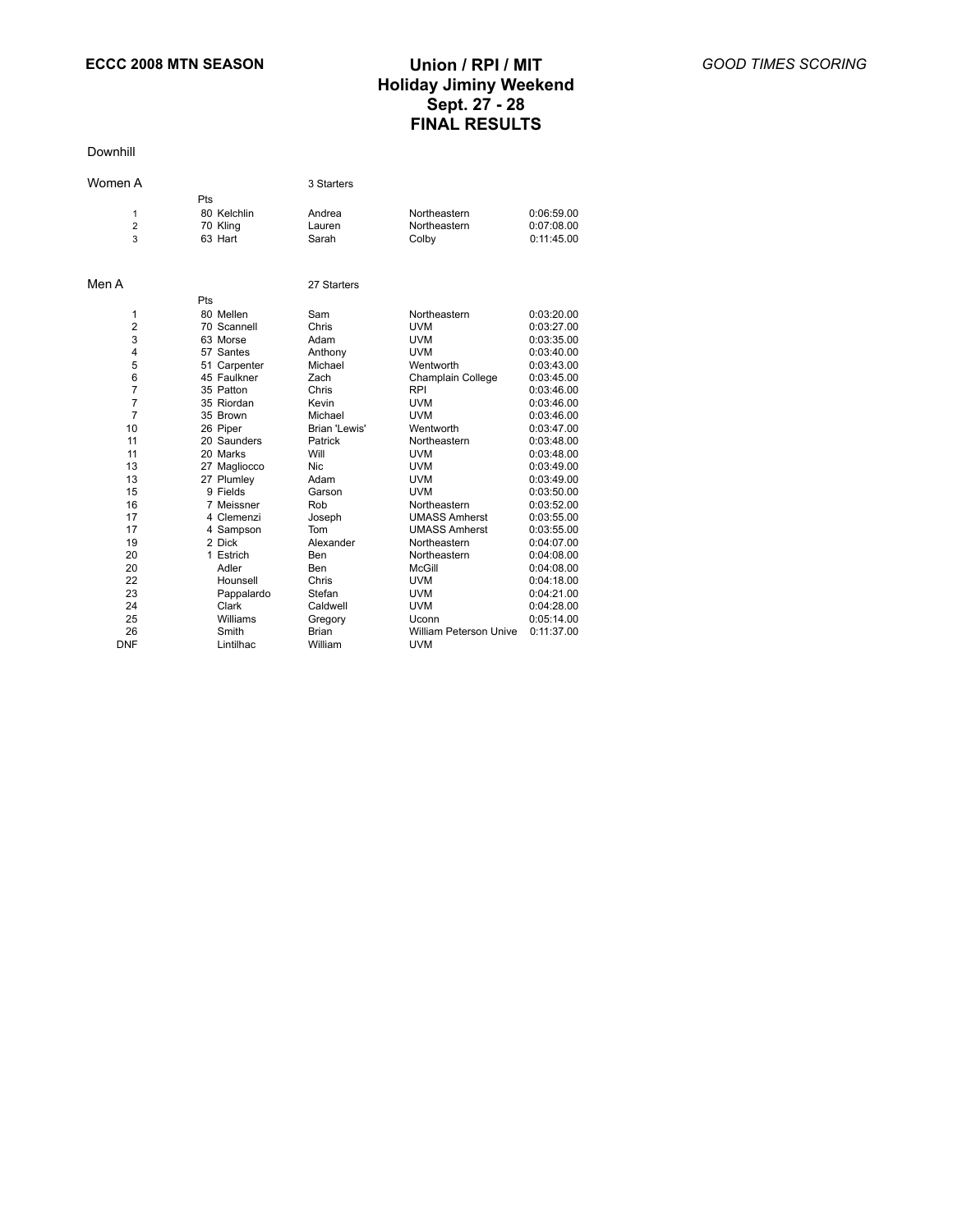**ECCC 2008 MTN SEASON**

# Union / RPI / MIT
# Holiday Jiminy Weekend
# Sept. 27 - 28
# FINAL RESULTS

*GOOD TIMES SCORING*

Downhill

## Women A

3 Starters

| | Pts | | | | |
|---|---|---|---|---|---|
| 1 | 80 | Kelchlin | Andrea | Northeastern | 0:06:59.00 |
| 2 | 70 | Kling | Lauren | Northeastern | 0:07:08.00 |
| 3 | 63 | Hart | Sarah | Colby | 0:11:45.00 |

## Men A

27 Starters

| | Pts | | | | |
|---|---|---|---|---|---|
| 1 | 80 | Mellen | Sam | Northeastern | 0:03:20.00 |
| 2 | 70 | Scannell | Chris | UVM | 0:03:27.00 |
| 3 | 63 | Morse | Adam | UVM | 0:03:35.00 |
| 4 | 57 | Santes | Anthony | UVM | 0:03:40.00 |
| 5 | 51 | Carpenter | Michael | Wentworth | 0:03:43.00 |
| 6 | 45 | Faulkner | Zach | Champlain College | 0:03:45.00 |
| 7 | 35 | Patton | Chris | RPI | 0:03:46.00 |
| 7 | 35 | Riordan | Kevin | UVM | 0:03:46.00 |
| 7 | 35 | Brown | Michael | UVM | 0:03:46.00 |
| 10 | 26 | Piper | Brian 'Lewis' | Wentworth | 0:03:47.00 |
| 11 | 20 | Saunders | Patrick | Northeastern | 0:03:48.00 |
| 11 | 20 | Marks | Will | UVM | 0:03:48.00 |
| 13 | 27 | Magliocco | Nic | UVM | 0:03:49.00 |
| 13 | 27 | Plumley | Adam | UVM | 0:03:49.00 |
| 15 | 9 | Fields | Garson | UVM | 0:03:50.00 |
| 16 | 7 | Meissner | Rob | Northeastern | 0:03:52.00 |
| 17 | 4 | Clemenzi | Joseph | UMASS Amherst | 0:03:55.00 |
| 17 | 4 | Sampson | Tom | UMASS Amherst | 0:03:55.00 |
| 19 | 2 | Dick | Alexander | Northeastern | 0:04:07.00 |
| 20 | 1 | Estrich | Ben | Northeastern | 0:04:08.00 |
| 20 | | Adler | Ben | McGill | 0:04:08.00 |
| 22 | | Hounsell | Chris | UVM | 0:04:18.00 |
| 23 | | Pappalardo | Stefan | UVM | 0:04:21.00 |
| 24 | | Clark | Caldwell | UVM | 0:04:28.00 |
| 25 | | Williams | Gregory | Uconn | 0:05:14.00 |
| 26 | | Smith | Brian | William Peterson Unive | 0:11:37.00 |
| DNF | | Lintilhac | William | UVM | |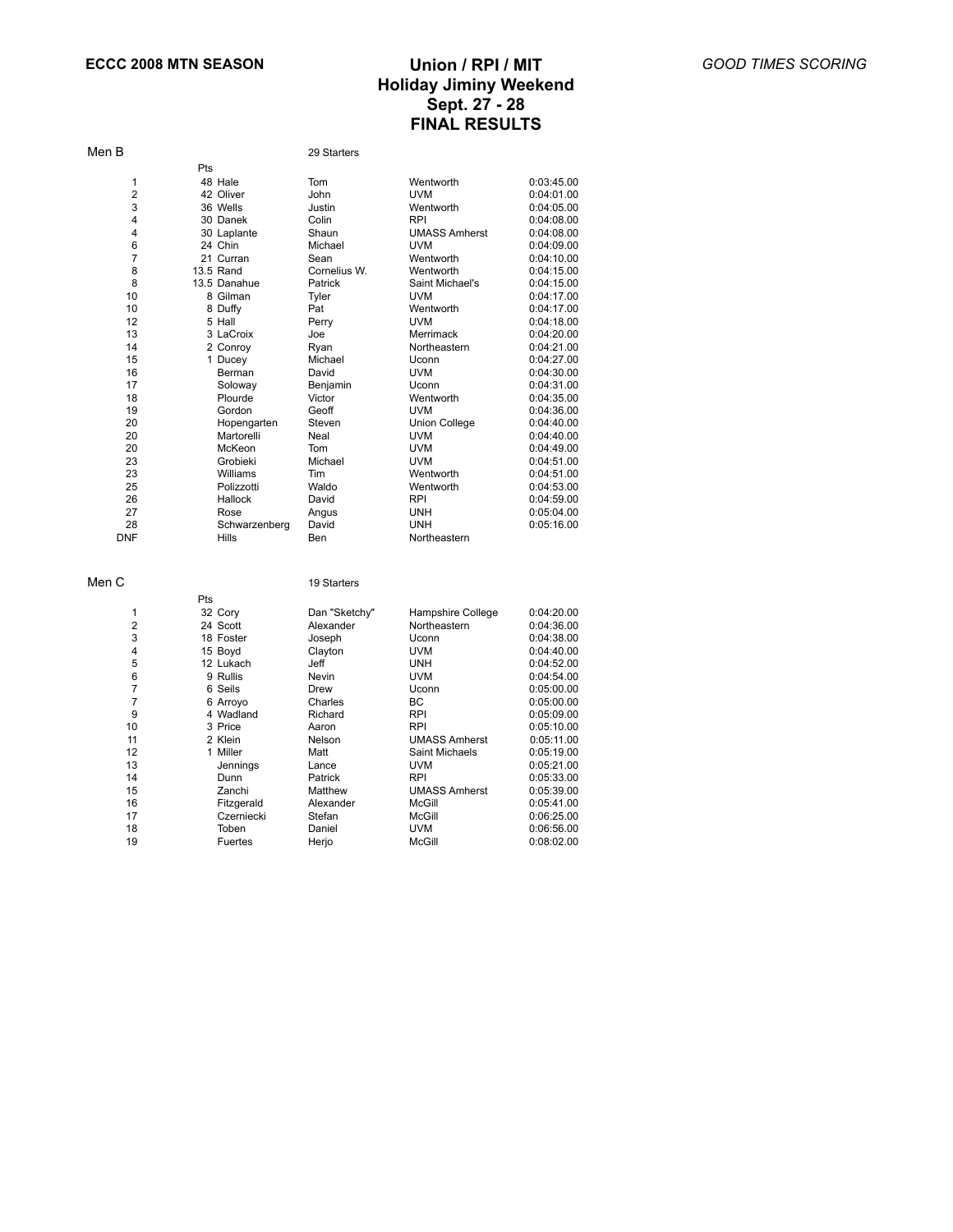**ECCC 2008 MTN SEASON**

# Union / RPI / MIT
# Holiday Jiminy Weekend
# Sept. 27 - 28
# FINAL RESULTS

*GOOD TIMES SCORING*

## Men B

29 Starters

| | Pts | Last | First | Team | Time |
|---|---|---|---|---|---|
| 1 | 48 | Hale | Tom | Wentworth | 0:03:45.00 |
| 2 | 42 | Oliver | John | UVM | 0:04:01.00 |
| 3 | 36 | Wells | Justin | Wentworth | 0:04:05.00 |
| 4 | 30 | Danek | Colin | RPI | 0:04:08.00 |
| 4 | 30 | Laplante | Shaun | UMASS Amherst | 0:04:08.00 |
| 6 | 24 | Chin | Michael | UVM | 0:04:09.00 |
| 7 | 21 | Curran | Sean | Wentworth | 0:04:10.00 |
| 8 | 13.5 | Rand | Cornelius W. | Wentworth | 0:04:15.00 |
| 8 | 13.5 | Danahue | Patrick | Saint Michael's | 0:04:15.00 |
| 10 | 8 | Gilman | Tyler | UVM | 0:04:17.00 |
| 10 | 8 | Duffy | Pat | Wentworth | 0:04:17.00 |
| 12 | 5 | Hall | Perry | UVM | 0:04:18.00 |
| 13 | 3 | LaCroix | Joe | Merrimack | 0:04:20.00 |
| 14 | 2 | Conroy | Ryan | Northeastern | 0:04:21.00 |
| 15 | 1 | Ducey | Michael | Uconn | 0:04:27.00 |
| 16 | | Berman | David | UVM | 0:04:30.00 |
| 17 | | Soloway | Benjamin | Uconn | 0:04:31.00 |
| 18 | | Plourde | Victor | Wentworth | 0:04:35.00 |
| 19 | | Gordon | Geoff | UVM | 0:04:36.00 |
| 20 | | Hopengarten | Steven | Union College | 0:04:40.00 |
| 20 | | Martorelli | Neal | UVM | 0:04:40.00 |
| 20 | | McKeon | Tom | UVM | 0:04:49.00 |
| 23 | | Grobieki | Michael | UVM | 0:04:51.00 |
| 23 | | Williams | Tim | Wentworth | 0:04:51.00 |
| 25 | | Polizzotti | Waldo | Wentworth | 0:04:53.00 |
| 26 | | Hallock | David | RPI | 0:04:59.00 |
| 27 | | Rose | Angus | UNH | 0:05:04.00 |
| 28 | | Schwarzenberg | David | UNH | 0:05:16.00 |
| DNF | | Hills | Ben | Northeastern | |

## Men C

19 Starters

| | Pts | Last | First | Team | Time |
|---|---|---|---|---|---|
| 1 | 32 | Cory | Dan "Sketchy" | Hampshire College | 0:04:20.00 |
| 2 | 24 | Scott | Alexander | Northeastern | 0:04:36.00 |
| 3 | 18 | Foster | Joseph | Uconn | 0:04:38.00 |
| 4 | 15 | Boyd | Clayton | UVM | 0:04:40.00 |
| 5 | 12 | Lukach | Jeff | UNH | 0:04:52.00 |
| 6 | 9 | Rullis | Nevin | UVM | 0:04:54.00 |
| 7 | 6 | Seils | Drew | Uconn | 0:05:00.00 |
| 7 | 6 | Arroyo | Charles | BC | 0:05:00.00 |
| 9 | 4 | Wadland | Richard | RPI | 0:05:09.00 |
| 10 | 3 | Price | Aaron | RPI | 0:05:10.00 |
| 11 | 2 | Klein | Nelson | UMASS Amherst | 0:05:11.00 |
| 12 | 1 | Miller | Matt | Saint Michaels | 0:05:19.00 |
| 13 | | Jennings | Lance | UVM | 0:05:21.00 |
| 14 | | Dunn | Patrick | RPI | 0:05:33.00 |
| 15 | | Zanchi | Matthew | UMASS Amherst | 0:05:39.00 |
| 16 | | Fitzgerald | Alexander | McGill | 0:05:41.00 |
| 17 | | Czerniecki | Stefan | McGill | 0:06:25.00 |
| 18 | | Toben | Daniel | UVM | 0:06:56.00 |
| 19 | | Fuertes | Herjo | McGill | 0:08:02.00 |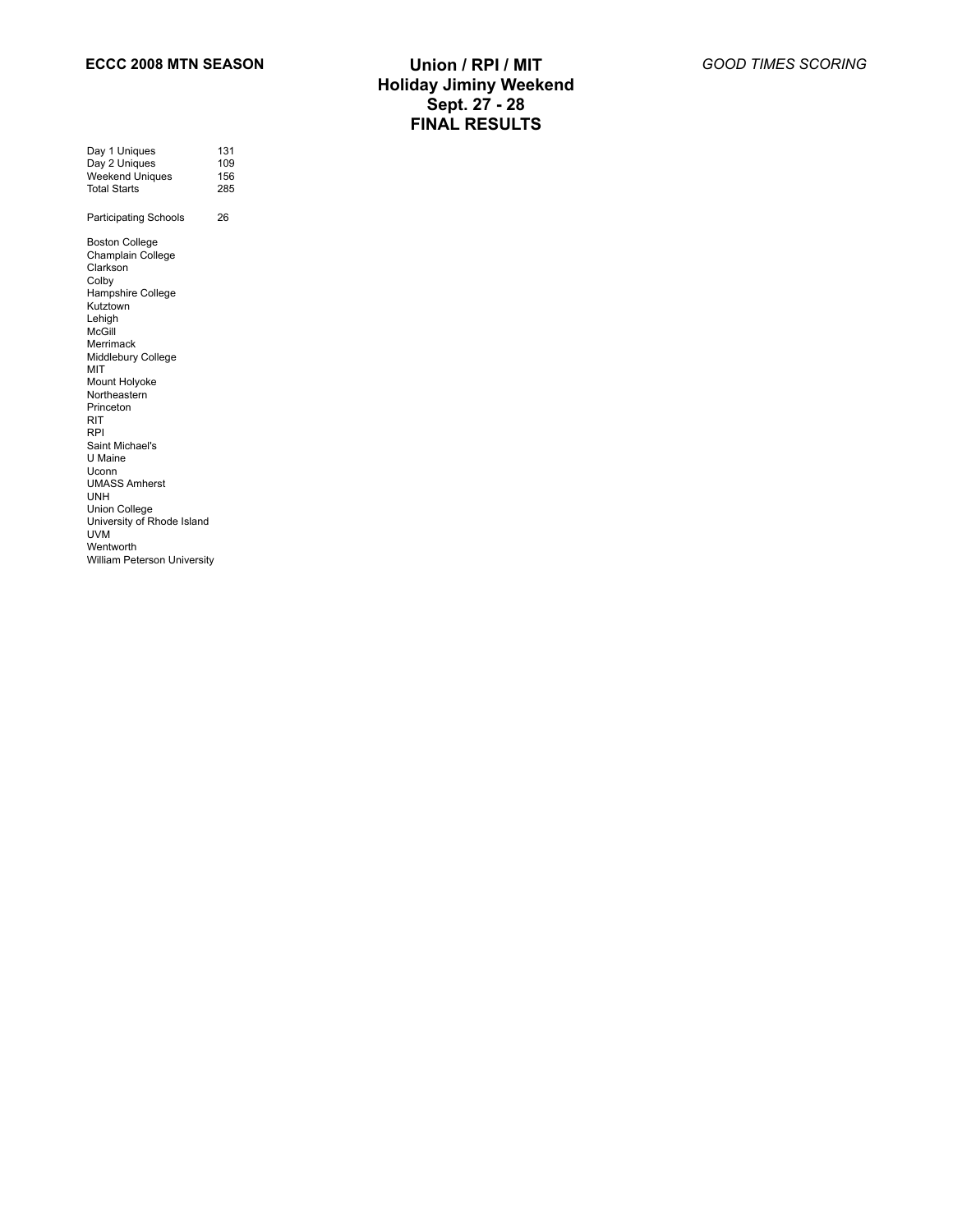**ECCC 2008 MTN SEASON**

# Union / RPI / MIT
## Holiday Jiminy Weekend
## Sept. 27 - 28
## FINAL RESULTS

*GOOD TIMES SCORING*

| | |
|---|---|
| Day 1 Uniques | 131 |
| Day 2 Uniques | 109 |
| Weekend Uniques | 156 |
| Total Starts | 285 |
| | |
| Participating Schools | 26 |

Boston College
Champlain College
Clarkson
Colby
Hampshire College
Kutztown
Lehigh
McGill
Merrimack
Middlebury College
MIT
Mount Holyoke
Northeastern
Princeton
RIT
RPI
Saint Michael's
U Maine
Uconn
UMASS Amherst
UNH
Union College
University of Rhode Island
UVM
Wentworth
William Peterson University